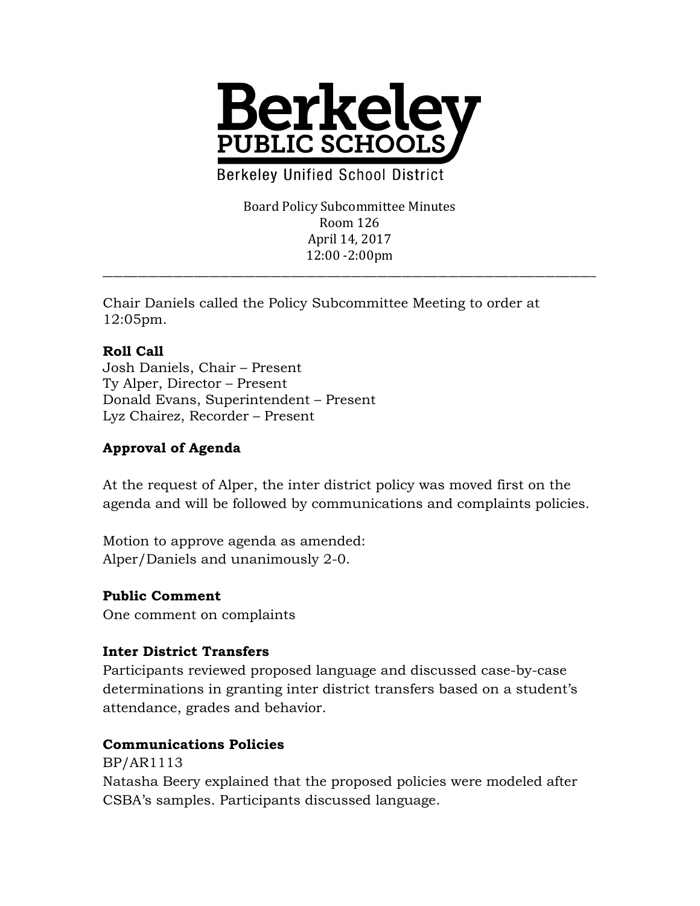# Berkeley PUBLIC SCHOOLS

Berkeley Unified School District

Board Policy Subcommittee Minutes
Room 126
April 14, 2017
12:00 -2:00pm

---

Chair Daniels called the Policy Subcommittee Meeting to order at 12:05pm.

**Roll Call**
Josh Daniels, Chair – Present
Ty Alper, Director – Present
Donald Evans, Superintendent – Present
Lyz Chairez, Recorder – Present

**Approval of Agenda**

At the request of Alper, the inter district policy was moved first on the agenda and will be followed by communications and complaints policies.

Motion to approve agenda as amended:
Alper/Daniels and unanimously 2-0.

**Public Comment**
One comment on complaints

**Inter District Transfers**
Participants reviewed proposed language and discussed case-by-case determinations in granting inter district transfers based on a student's attendance, grades and behavior.

**Communications Policies**
BP/AR1113
Natasha Beery explained that the proposed policies were modeled after CSBA's samples. Participants discussed language.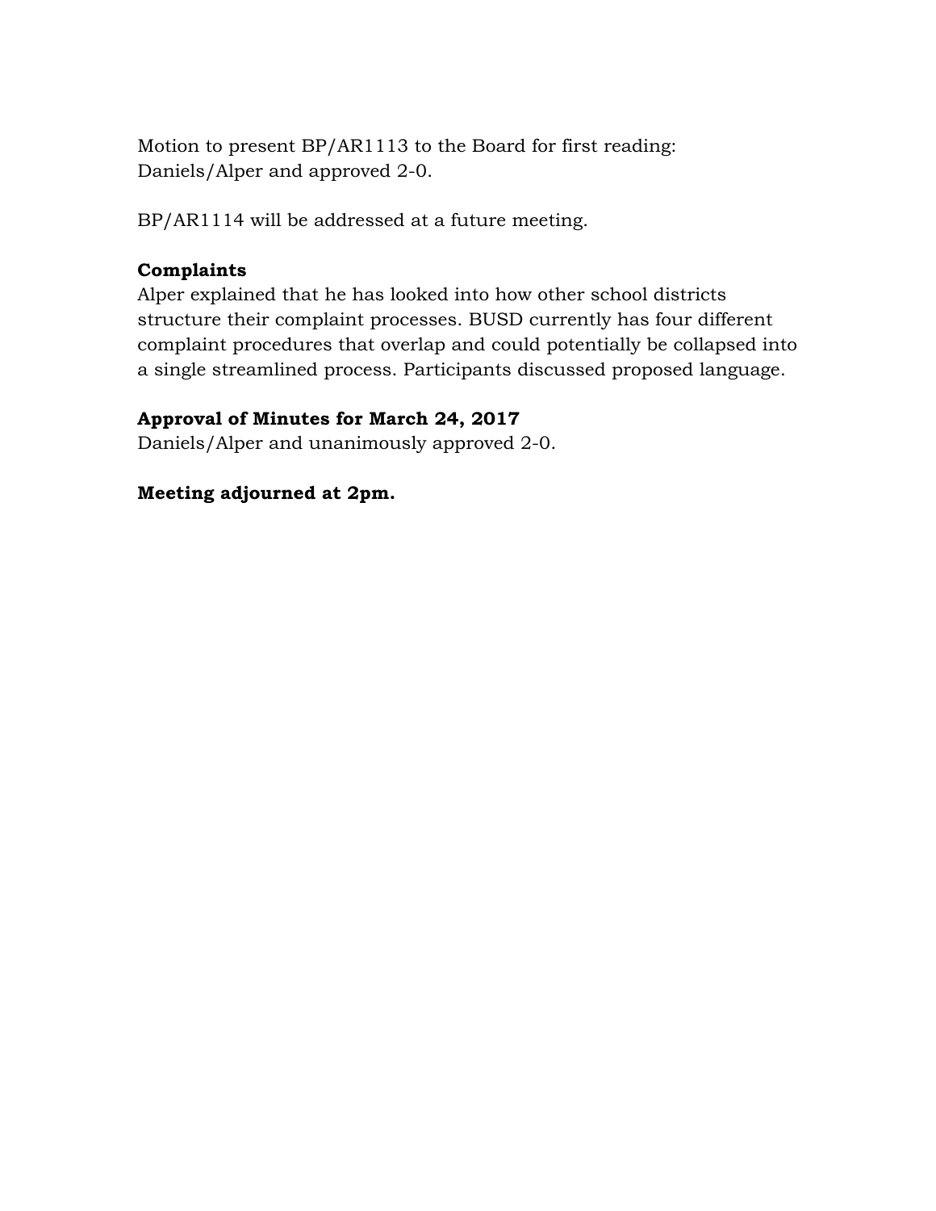Motion to present BP/AR1113 to the Board for first reading: Daniels/Alper and approved 2-0.

BP/AR1114 will be addressed at a future meeting.

**Complaints**

Alper explained that he has looked into how other school districts structure their complaint processes. BUSD currently has four different complaint procedures that overlap and could potentially be collapsed into a single streamlined process. Participants discussed proposed language.

**Approval of Minutes for March 24, 2017**

Daniels/Alper and unanimously approved 2-0.

**Meeting adjourned at 2pm.**